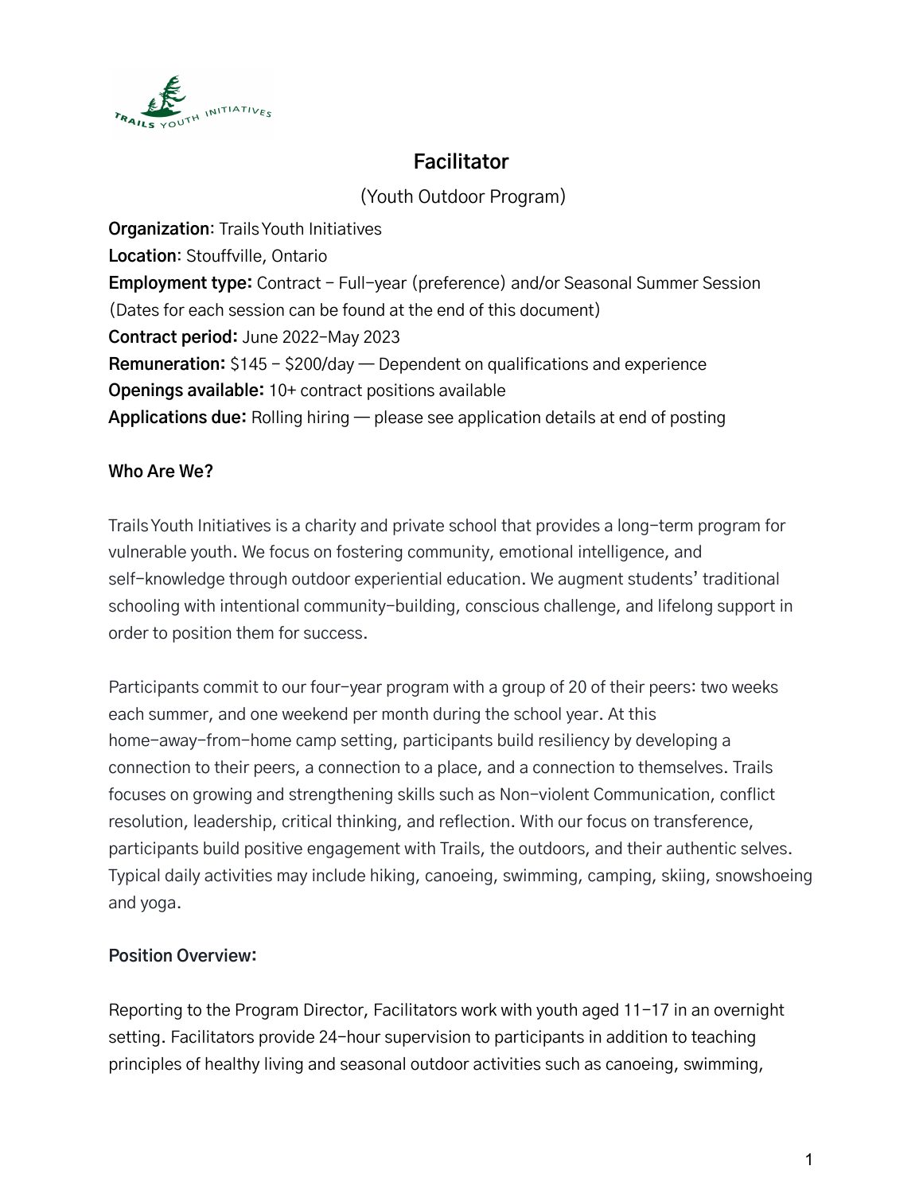# Facilitator

(Youth Outdoor Program)

**Organization**: Trails Youth Initiatives
**Location**: Stouffville, Ontario
**Employment type:** Contract - Full-year (preference) and/or Seasonal Summer Session (Dates for each session can be found at the end of this document)
**Contract period:** June 2022-May 2023
**Remuneration:** $145 - $200/day — Dependent on qualifications and experience
**Openings available:** 10+ contract positions available
**Applications due:** Rolling hiring — please see application details at end of posting

### Who Are We?

Trails Youth Initiatives is a charity and private school that provides a long-term program for vulnerable youth. We focus on fostering community, emotional intelligence, and self-knowledge through outdoor experiential education. We augment students' traditional schooling with intentional community-building, conscious challenge, and lifelong support in order to position them for success.

Participants commit to our four-year program with a group of 20 of their peers: two weeks each summer, and one weekend per month during the school year. At this home-away-from-home camp setting, participants build resiliency by developing a connection to their peers, a connection to a place, and a connection to themselves. Trails focuses on growing and strengthening skills such as Non-violent Communication, conflict resolution, leadership, critical thinking, and reflection. With our focus on transference, participants build positive engagement with Trails, the outdoors, and their authentic selves. Typical daily activities may include hiking, canoeing, swimming, camping, skiing, snowshoeing and yoga.

### Position Overview:

Reporting to the Program Director, Facilitators work with youth aged 11-17 in an overnight setting. Facilitators provide 24-hour supervision to participants in addition to teaching principles of healthy living and seasonal outdoor activities such as canoeing, swimming,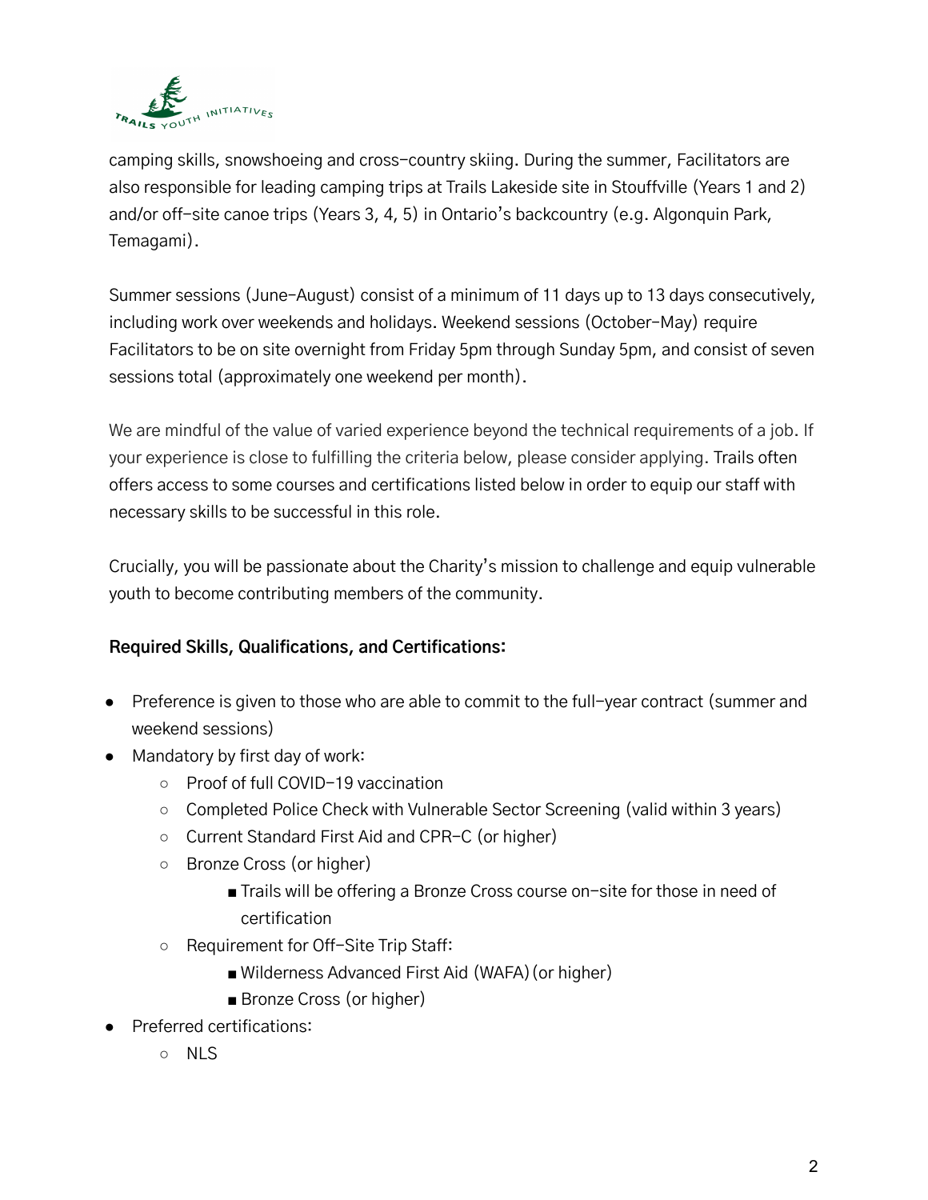camping skills, snowshoeing and cross-country skiing. During the summer, Facilitators are also responsible for leading camping trips at Trails Lakeside site in Stouffville (Years 1 and 2) and/or off-site canoe trips (Years 3, 4, 5) in Ontario's backcountry (e.g. Algonquin Park, Temagami).

Summer sessions (June-August) consist of a minimum of 11 days up to 13 days consecutively, including work over weekends and holidays. Weekend sessions (October-May) require Facilitators to be on site overnight from Friday 5pm through Sunday 5pm, and consist of seven sessions total (approximately one weekend per month).

We are mindful of the value of varied experience beyond the technical requirements of a job. If your experience is close to fulfilling the criteria below, please consider applying. Trails often offers access to some courses and certifications listed below in order to equip our staff with necessary skills to be successful in this role.

Crucially, you will be passionate about the Charity's mission to challenge and equip vulnerable youth to become contributing members of the community.

**Required Skills, Qualifications, and Certifications:**

- Preference is given to those who are able to commit to the full-year contract (summer and weekend sessions)
- Mandatory by first day of work:
  - Proof of full COVID-19 vaccination
  - Completed Police Check with Vulnerable Sector Screening (valid within 3 years)
  - Current Standard First Aid and CPR-C (or higher)
  - Bronze Cross (or higher)
    - Trails will be offering a Bronze Cross course on-site for those in need of certification
  - Requirement for Off-Site Trip Staff:
    - Wilderness Advanced First Aid (WAFA) (or higher)
    - Bronze Cross (or higher)
- Preferred certifications:
  - NLS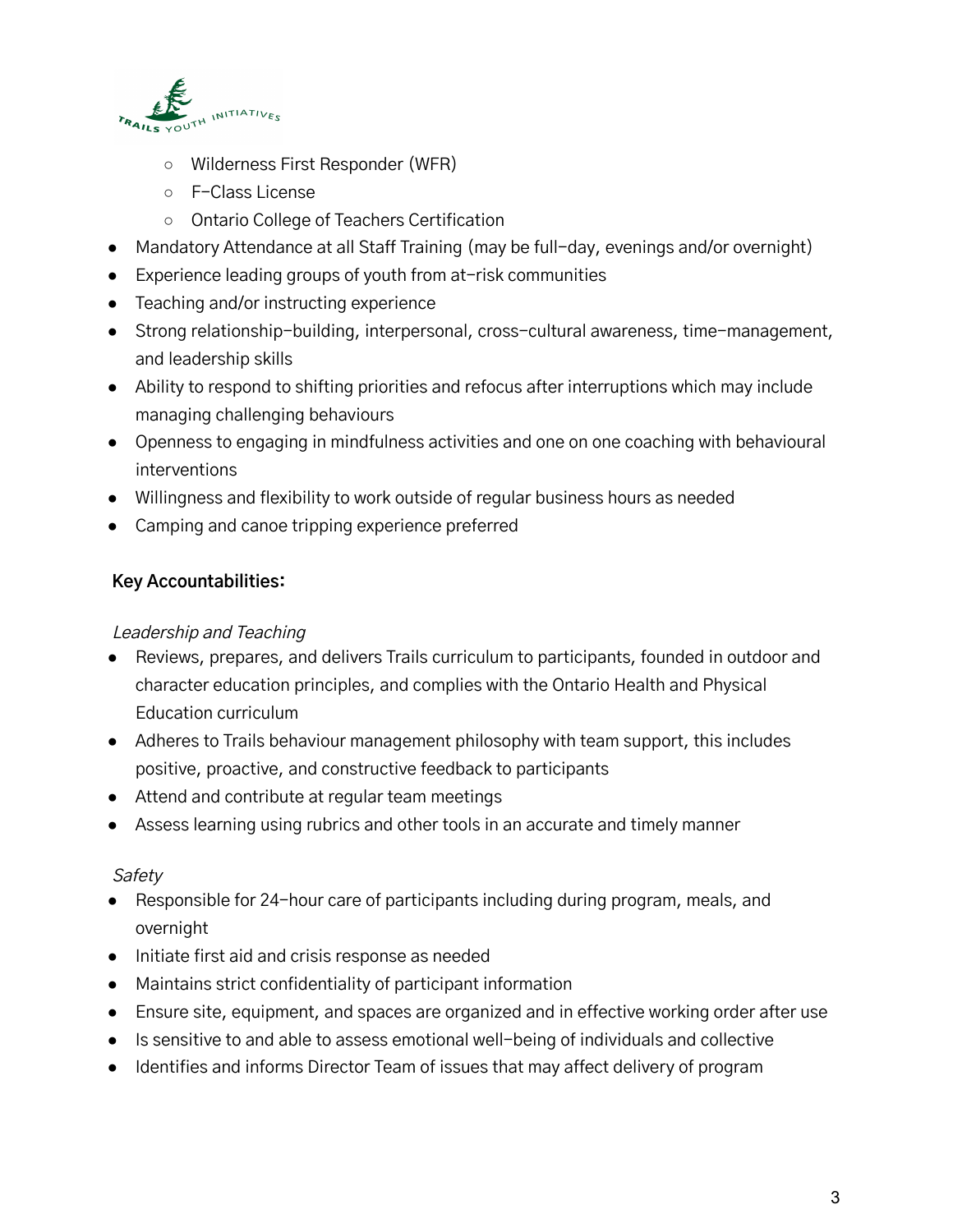- Wilderness First Responder (WFR)
  - F-Class License
  - Ontario College of Teachers Certification
- Mandatory Attendance at all Staff Training (may be full-day, evenings and/or overnight)
- Experience leading groups of youth from at-risk communities
- Teaching and/or instructing experience
- Strong relationship-building, interpersonal, cross-cultural awareness, time-management, and leadership skills
- Ability to respond to shifting priorities and refocus after interruptions which may include managing challenging behaviours
- Openness to engaging in mindfulness activities and one on one coaching with behavioural interventions
- Willingness and flexibility to work outside of regular business hours as needed
- Camping and canoe tripping experience preferred

**Key Accountabilities:**

*Leadership and Teaching*

- Reviews, prepares, and delivers Trails curriculum to participants, founded in outdoor and character education principles, and complies with the Ontario Health and Physical Education curriculum
- Adheres to Trails behaviour management philosophy with team support, this includes positive, proactive, and constructive feedback to participants
- Attend and contribute at regular team meetings
- Assess learning using rubrics and other tools in an accurate and timely manner

*Safety*

- Responsible for 24-hour care of participants including during program, meals, and overnight
- Initiate first aid and crisis response as needed
- Maintains strict confidentiality of participant information
- Ensure site, equipment, and spaces are organized and in effective working order after use
- Is sensitive to and able to assess emotional well-being of individuals and collective
- Identifies and informs Director Team of issues that may affect delivery of program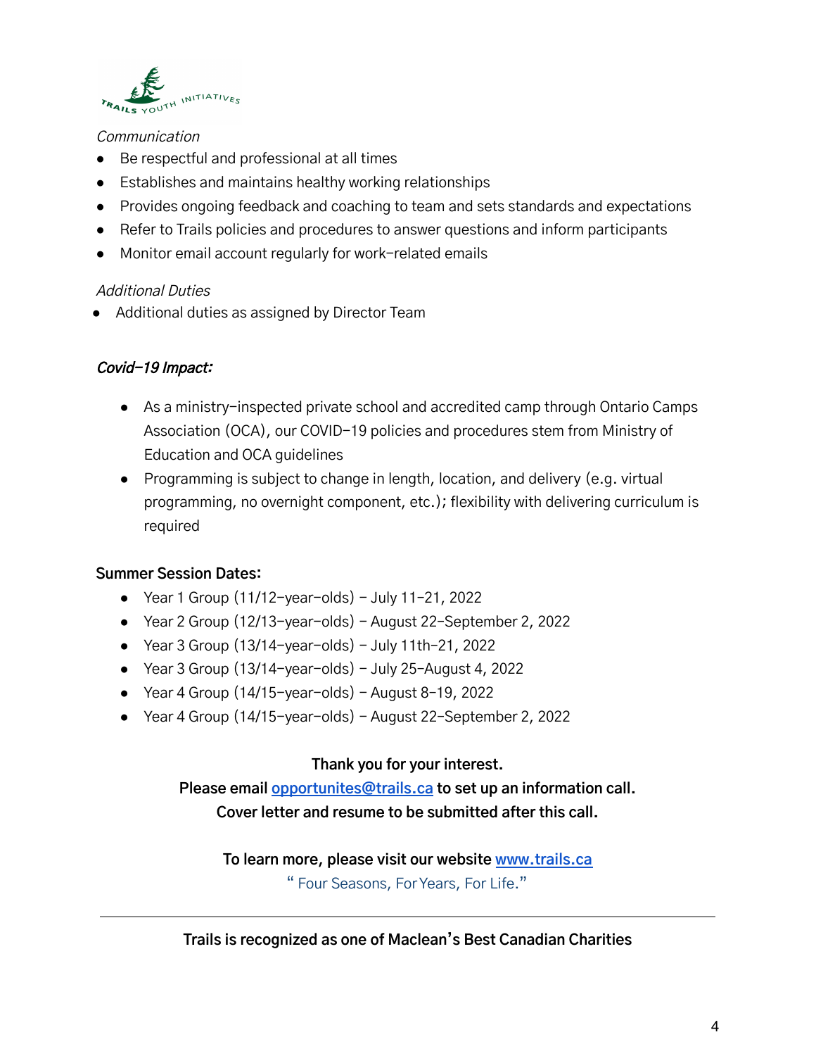*Communication*

- Be respectful and professional at all times
- Establishes and maintains healthy working relationships
- Provides ongoing feedback and coaching to team and sets standards and expectations
- Refer to Trails policies and procedures to answer questions and inform participants
- Monitor email account regularly for work-related emails

*Additional Duties*

- Additional duties as assigned by Director Team

***Covid-19 Impact:***

- As a ministry-inspected private school and accredited camp through Ontario Camps Association (OCA), our COVID-19 policies and procedures stem from Ministry of Education and OCA guidelines
- Programming is subject to change in length, location, and delivery (e.g. virtual programming, no overnight component, etc.); flexibility with delivering curriculum is required

**Summer Session Dates:**

- Year 1 Group (11/12-year-olds) - July 11-21, 2022
- Year 2 Group (12/13-year-olds) - August 22-September 2, 2022
- Year 3 Group (13/14-year-olds) - July 11th-21, 2022
- Year 3 Group (13/14-year-olds) - July 25-August 4, 2022
- Year 4 Group (14/15-year-olds) - August 8-19, 2022
- Year 4 Group (14/15-year-olds) - August 22-September 2, 2022

**Thank you for your interest.**
**Please email [opportunites@trails.ca](mailto:opportunites@trails.ca) to set up an information call.**
**Cover letter and resume to be submitted after this call.**

**To learn more, please visit our website [www.trails.ca](http://www.trails.ca)**
" Four Seasons, For Years, For Life."

---

**Trails is recognized as one of Maclean's Best Canadian Charities**